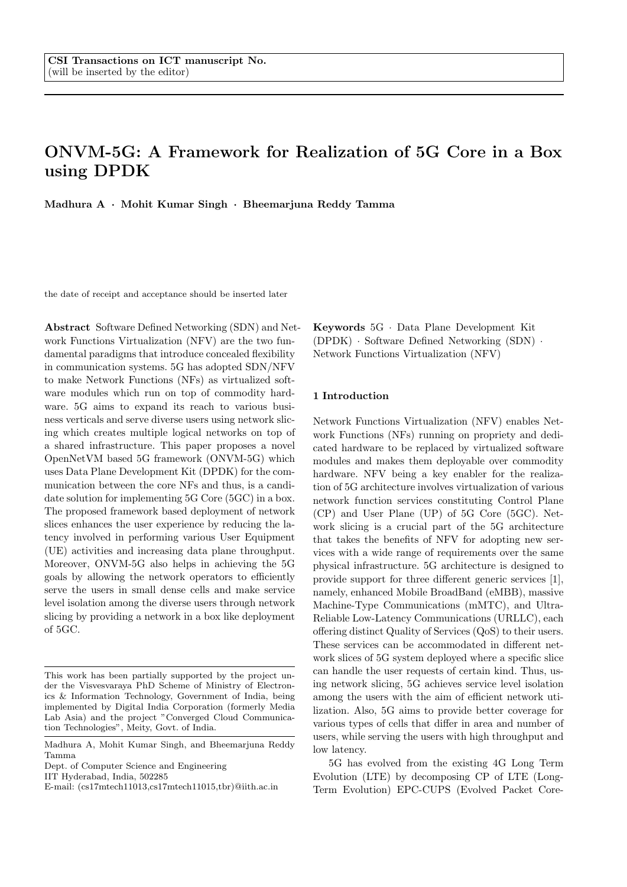CSI Transactions on ICT manuscript No.
(will be inserted by the editor)

# ONVM-5G: A Framework for Realization of 5G Core in a Box using DPDK

**Madhura A · Mohit Kumar Singh · Bheemarjuna Reddy Tamma**

the date of receipt and acceptance should be inserted later

**Abstract** Software Defined Networking (SDN) and Network Functions Virtualization (NFV) are the two fundamental paradigms that introduce concealed flexibility in communication systems. 5G has adopted SDN/NFV to make Network Functions (NFs) as virtualized software modules which run on top of commodity hardware. 5G aims to expand its reach to various business verticals and serve diverse users using network slicing which creates multiple logical networks on top of a shared infrastructure. This paper proposes a novel OpenNetVM based 5G framework (ONVM-5G) which uses Data Plane Development Kit (DPDK) for the communication between the core NFs and thus, is a candidate solution for implementing 5G Core (5GC) in a box. The proposed framework based deployment of network slices enhances the user experience by reducing the latency involved in performing various User Equipment (UE) activities and increasing data plane throughput. Moreover, ONVM-5G also helps in achieving the 5G goals by allowing the network operators to efficiently serve the users in small dense cells and make service level isolation among the diverse users through network slicing by providing a network in a box like deployment of 5GC.

This work has been partially supported by the project under the Visvesvaraya PhD Scheme of Ministry of Electronics & Information Technology, Government of India, being implemented by Digital India Corporation (formerly Media Lab Asia) and the project "Converged Cloud Communication Technologies", Meity, Govt. of India.

Madhura A, Mohit Kumar Singh, and Bheemarjuna Reddy Tamma
Dept. of Computer Science and Engineering
IIT Hyderabad, India, 502285
E-mail: (cs17mtech11013,cs17mtech11015,tbr)@iith.ac.in

**Keywords** 5G · Data Plane Development Kit (DPDK) · Software Defined Networking (SDN) · Network Functions Virtualization (NFV)

## 1 Introduction

Network Functions Virtualization (NFV) enables Network Functions (NFs) running on propriety and dedicated hardware to be replaced by virtualized software modules and makes them deployable over commodity hardware. NFV being a key enabler for the realization of 5G architecture involves virtualization of various network function services constituting Control Plane (CP) and User Plane (UP) of 5G Core (5GC). Network slicing is a crucial part of the 5G architecture that takes the benefits of NFV for adopting new services with a wide range of requirements over the same physical infrastructure. 5G architecture is designed to provide support for three different generic services [1], namely, enhanced Mobile BroadBand (eMBB), massive Machine-Type Communications (mMTC), and Ultra-Reliable Low-Latency Communications (URLLC), each offering distinct Quality of Services (QoS) to their users. These services can be accommodated in different network slices of 5G system deployed where a specific slice can handle the user requests of certain kind. Thus, using network slicing, 5G achieves service level isolation among the users with the aim of efficient network utilization. Also, 5G aims to provide better coverage for various types of cells that differ in area and number of users, while serving the users with high throughput and low latency.

5G has evolved from the existing 4G Long Term Evolution (LTE) by decomposing CP of LTE (Long-Term Evolution) EPC-CUPS (Evolved Packet Core-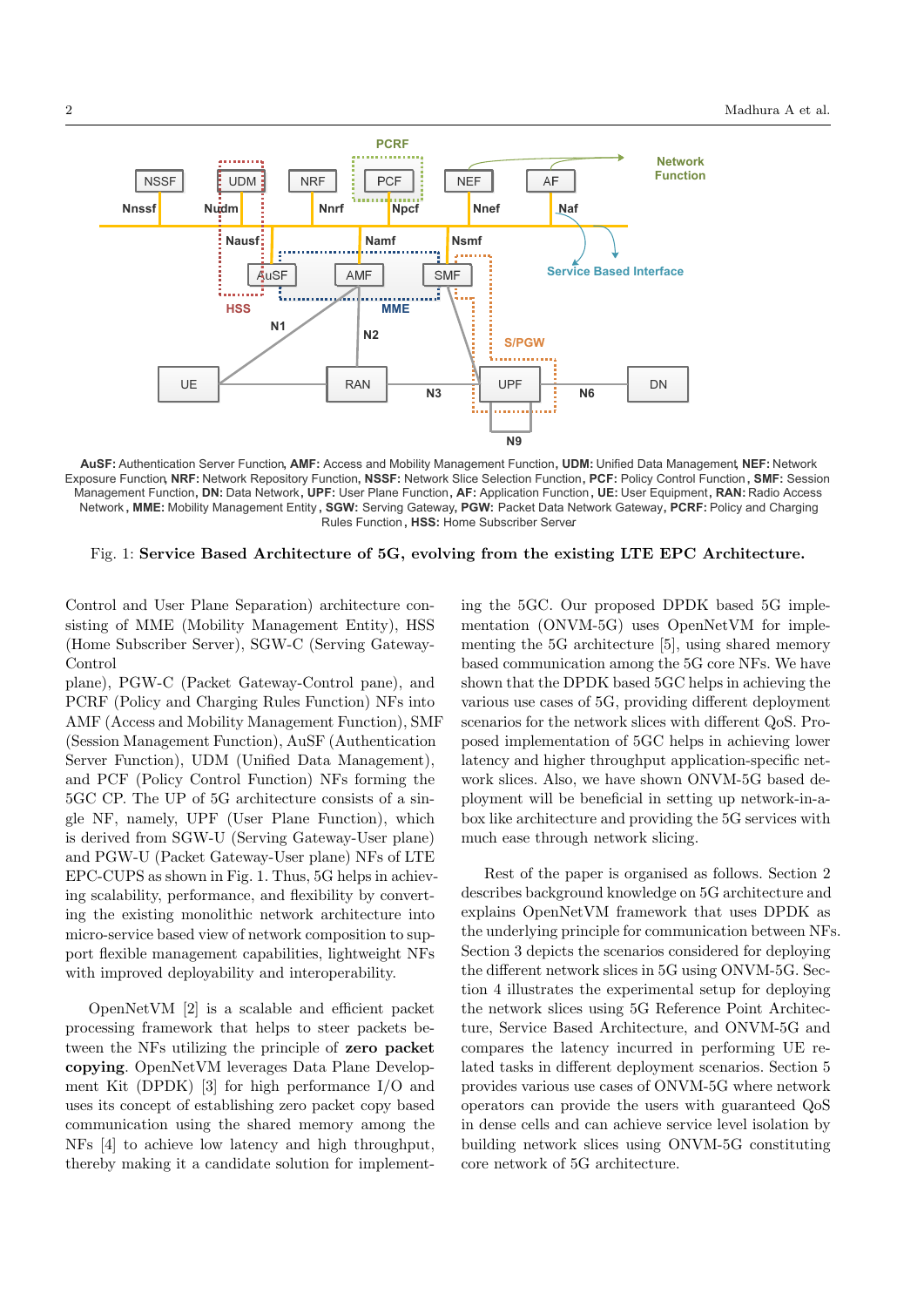AuSF: Authentication Server Function, AMF: Access and Mobility Management Function, UDM: Unified Data Management, NEF: Network Exposure Function, NRF: Network Repository Function, NSSF: Network Slice Selection Function, PCF: Policy Control Function, SMF: Session Management Function, DN: Data Network, UPF: User Plane Function, AF: Application Function, UE: User Equipment, RAN: Radio Access Network, MME: Mobility Management Entity, SGW: Serving Gateway, PGW: Packet Data Network Gateway, PCRF: Policy and Charging Rules Function, HSS: Home Subscriber Server

Fig. 1: **Service Based Architecture of 5G, evolving from the existing LTE EPC Architecture.**

Control and User Plane Separation) architecture consisting of MME (Mobility Management Entity), HSS (Home Subscriber Server), SGW-C (Serving Gateway-Control plane), PGW-C (Packet Gateway-Control pane), and PCRF (Policy and Charging Rules Function) NFs into AMF (Access and Mobility Management Function), SMF (Session Management Function), AuSF (Authentication Server Function), UDM (Unified Data Management), and PCF (Policy Control Function) NFs forming the 5GC CP. The UP of 5G architecture consists of a single NF, namely, UPF (User Plane Function), which is derived from SGW-U (Serving Gateway-User plane) and PGW-U (Packet Gateway-User plane) NFs of LTE EPC-CUPS as shown in Fig. 1. Thus, 5G helps in achieving scalability, performance, and flexibility by converting the existing monolithic network architecture into micro-service based view of network composition to support flexible management capabilities, lightweight NFs with improved deployability and interoperability.

OpenNetVM [2] is a scalable and efficient packet processing framework that helps to steer packets between the NFs utilizing the principle of **zero packet copying**. OpenNetVM leverages Data Plane Development Kit (DPDK) [3] for high performance I/O and uses its concept of establishing zero packet copy based communication using the shared memory among the NFs [4] to achieve low latency and high throughput, thereby making it a candidate solution for implementing the 5GC. Our proposed DPDK based 5G implementation (ONVM-5G) uses OpenNetVM for implementing the 5G architecture [5], using shared memory based communication among the 5G core NFs. We have shown that the DPDK based 5GC helps in achieving the various use cases of 5G, providing different deployment scenarios for the network slices with different QoS. Proposed implementation of 5GC helps in achieving lower latency and higher throughput application-specific network slices. Also, we have shown ONVM-5G based deployment will be beneficial in setting up network-in-a-box like architecture and providing the 5G services with much ease through network slicing.

Rest of the paper is organised as follows. Section 2 describes background knowledge on 5G architecture and explains OpenNetVM framework that uses DPDK as the underlying principle for communication between NFs. Section 3 depicts the scenarios considered for deploying the different network slices in 5G using ONVM-5G. Section 4 illustrates the experimental setup for deploying the network slices using 5G Reference Point Architecture, Service Based Architecture, and ONVM-5G and compares the latency incurred in performing UE related tasks in different deployment scenarios. Section 5 provides various use cases of ONVM-5G where network operators can provide the users with guaranteed QoS in dense cells and can achieve service level isolation by building network slices using ONVM-5G constituting core network of 5G architecture.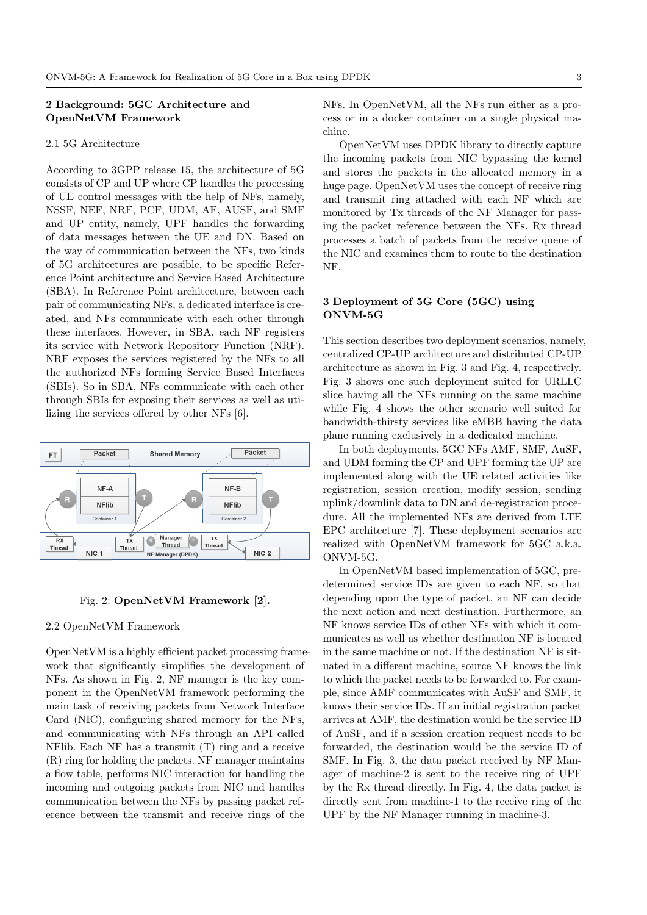## 2 Background: 5GC Architecture and OpenNetVM Framework

### 2.1 5G Architecture

According to 3GPP release 15, the architecture of 5G consists of CP and UP where CP handles the processing of UE control messages with the help of NFs, namely, NSSF, NEF, NRF, PCF, UDM, AF, AUSF, and SMF and UP entity, namely, UPF handles the forwarding of data messages between the UE and DN. Based on the way of communication between the NFs, two kinds of 5G architectures are possible, to be specific Reference Point architecture and Service Based Architecture (SBA). In Reference Point architecture, between each pair of communicating NFs, a dedicated interface is created, and NFs communicate with each other through these interfaces. However, in SBA, each NF registers its service with Network Repository Function (NRF). NRF exposes the services registered by the NFs to all the authorized NFs forming Service Based Interfaces (SBIs). So in SBA, NFs communicate with each other through SBIs for exposing their services as well as utilizing the services offered by other NFs [6].

Fig. 2: **OpenNetVM Framework [2].**

### 2.2 OpenNetVM Framework

OpenNetVM is a highly efficient packet processing framework that significantly simplifies the development of NFs. As shown in Fig. 2, NF manager is the key component in the OpenNetVM framework performing the main task of receiving packets from Network Interface Card (NIC), configuring shared memory for the NFs, and communicating with NFs through an API called NFlib. Each NF has a transmit (T) ring and a receive (R) ring for holding the packets. NF manager maintains a flow table, performs NIC interaction for handling the incoming and outgoing packets from NIC and handles communication between the NFs by passing packet reference between the transmit and receive rings of the NFs. In OpenNetVM, all the NFs run either as a process or in a docker container on a single physical machine.

OpenNetVM uses DPDK library to directly capture the incoming packets from NIC bypassing the kernel and stores the packets in the allocated memory in a huge page. OpenNetVM uses the concept of receive ring and transmit ring attached with each NF which are monitored by Tx threads of the NF Manager for passing the packet reference between the NFs. Rx thread processes a batch of packets from the receive queue of the NIC and examines them to route to the destination NF.

## 3 Deployment of 5G Core (5GC) using ONVM-5G

This section describes two deployment scenarios, namely, centralized CP-UP architecture and distributed CP-UP architecture as shown in Fig. 3 and Fig. 4, respectively. Fig. 3 shows one such deployment suited for URLLC slice having all the NFs running on the same machine while Fig. 4 shows the other scenario well suited for bandwidth-thirsty services like eMBB having the data plane running exclusively in a dedicated machine.

In both deployments, 5GC NFs AMF, SMF, AuSF, and UDM forming the CP and UPF forming the UP are implemented along with the UE related activities like registration, session creation, modify session, sending uplink/downlink data to DN and de-registration procedure. All the implemented NFs are derived from LTE EPC architecture [7]. These deployment scenarios are realized with OpenNetVM framework for 5GC a.k.a. ONVM-5G.

In OpenNetVM based implementation of 5GC, predetermined service IDs are given to each NF, so that depending upon the type of packet, an NF can decide the next action and next destination. Furthermore, an NF knows service IDs of other NFs with which it communicates as well as whether destination NF is located in the same machine or not. If the destination NF is situated in a different machine, source NF knows the link to which the packet needs to be forwarded to. For example, since AMF communicates with AuSF and SMF, it knows their service IDs. If an initial registration packet arrives at AMF, the destination would be the service ID of AuSF, and if a session creation request needs to be forwarded, the destination would be the service ID of SMF. In Fig. 3, the data packet received by NF Manager of machine-2 is sent to the receive ring of UPF by the Rx thread directly. In Fig. 4, the data packet is directly sent from machine-1 to the receive ring of the UPF by the NF Manager running in machine-3.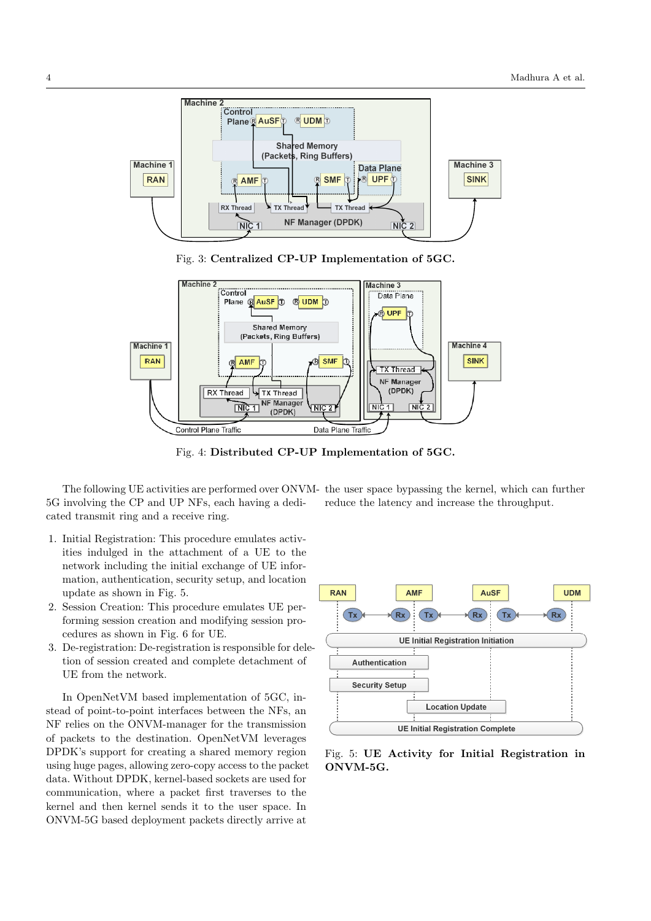Fig. 3: **Centralized CP-UP Implementation of 5GC.**

Fig. 4: **Distributed CP-UP Implementation of 5GC.**

The following UE activities are performed over ONVM-5G involving the CP and UP NFs, each having a dedicated transmit ring and a receive ring.

1. Initial Registration: This procedure emulates activities indulged in the attachment of a UE to the network including the initial exchange of UE information, authentication, security setup, and location update as shown in Fig. 5.
2. Session Creation: This procedure emulates UE performing session creation and modifying session procedures as shown in Fig. 6 for UE.
3. De-registration: De-registration is responsible for deletion of session created and complete detachment of UE from the network.

In OpenNetVM based implementation of 5GC, instead of point-to-point interfaces between the NFs, an NF relies on the ONVM-manager for the transmission of packets to the destination. OpenNetVM leverages DPDK's support for creating a shared memory region using huge pages, allowing zero-copy access to the packet data. Without DPDK, kernel-based sockets are used for communication, where a packet first traverses to the kernel and then kernel sends it to the user space. In ONVM-5G based deployment packets directly arrive at the user space bypassing the kernel, which can further reduce the latency and increase the throughput.

Fig. 5: **UE Activity for Initial Registration in ONVM-5G.**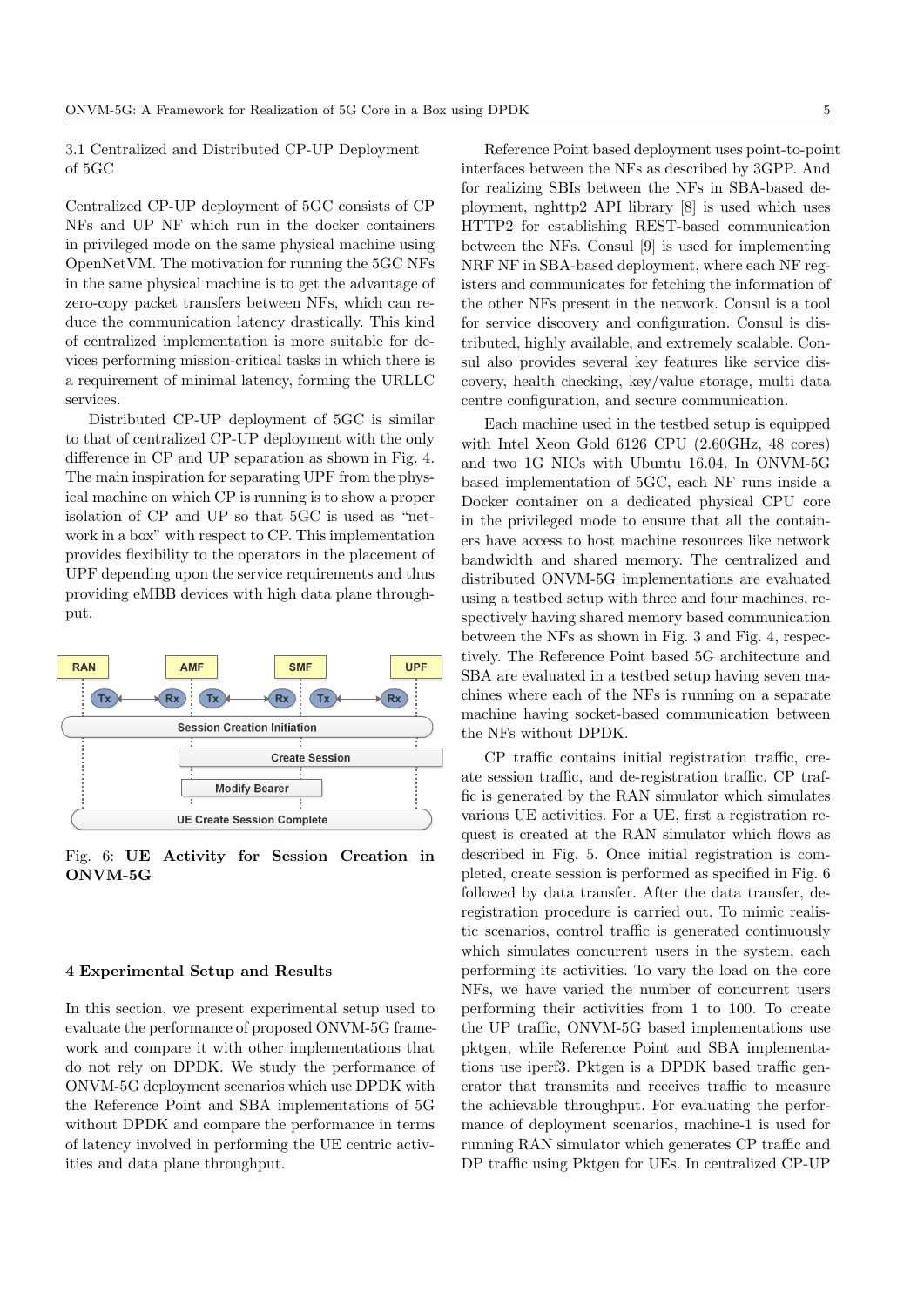### 3.1 Centralized and Distributed CP-UP Deployment of 5GC

Centralized CP-UP deployment of 5GC consists of CP NFs and UP NF which run in the docker containers in privileged mode on the same physical machine using OpenNetVM. The motivation for running the 5GC NFs in the same physical machine is to get the advantage of zero-copy packet transfers between NFs, which can reduce the communication latency drastically. This kind of centralized implementation is more suitable for devices performing mission-critical tasks in which there is a requirement of minimal latency, forming the URLLC services.

Distributed CP-UP deployment of 5GC is similar to that of centralized CP-UP deployment with the only difference in CP and UP separation as shown in Fig. 4. The main inspiration for separating UPF from the physical machine on which CP is running is to show a proper isolation of CP and UP so that 5GC is used as "network in a box" with respect to CP. This implementation provides flexibility to the operators in the placement of UPF depending upon the service requirements and thus providing eMBB devices with high data plane throughput.

Fig. 6: **UE Activity for Session Creation in ONVM-5G**

## 4 Experimental Setup and Results

In this section, we present experimental setup used to evaluate the performance of proposed ONVM-5G framework and compare it with other implementations that do not rely on DPDK. We study the performance of ONVM-5G deployment scenarios which use DPDK with the Reference Point and SBA implementations of 5G without DPDK and compare the performance in terms of latency involved in performing the UE centric activities and data plane throughput.

Reference Point based deployment uses point-to-point interfaces between the NFs as described by 3GPP. And for realizing SBIs between the NFs in SBA-based deployment, nghttp2 API library [8] is used which uses HTTP2 for establishing REST-based communication between the NFs. Consul [9] is used for implementing NRF NF in SBA-based deployment, where each NF registers and communicates for fetching the information of the other NFs present in the network. Consul is a tool for service discovery and configuration. Consul is distributed, highly available, and extremely scalable. Consul also provides several key features like service discovery, health checking, key/value storage, multi data centre configuration, and secure communication.

Each machine used in the testbed setup is equipped with Intel Xeon Gold 6126 CPU (2.60GHz, 48 cores) and two 1G NICs with Ubuntu 16.04. In ONVM-5G based implementation of 5GC, each NF runs inside a Docker container on a dedicated physical CPU core in the privileged mode to ensure that all the containers have access to host machine resources like network bandwidth and shared memory. The centralized and distributed ONVM-5G implementations are evaluated using a testbed setup with three and four machines, respectively having shared memory based communication between the NFs as shown in Fig. 3 and Fig. 4, respectively. The Reference Point based 5G architecture and SBA are evaluated in a testbed setup having seven machines where each of the NFs is running on a separate machine having socket-based communication between the NFs without DPDK.

CP traffic contains initial registration traffic, create session traffic, and de-registration traffic. CP traffic is generated by the RAN simulator which simulates various UE activities. For a UE, first a registration request is created at the RAN simulator which flows as described in Fig. 5. Once initial registration is completed, create session is performed as specified in Fig. 6 followed by data transfer. After the data transfer, deregistration procedure is carried out. To mimic realistic scenarios, control traffic is generated continuously which simulates concurrent users in the system, each performing its activities. To vary the load on the core NFs, we have varied the number of concurrent users performing their activities from 1 to 100. To create the UP traffic, ONVM-5G based implementations use pktgen, while Reference Point and SBA implementations use iperf3. Pktgen is a DPDK based traffic generator that transmits and receives traffic to measure the achievable throughput. For evaluating the performance of deployment scenarios, machine-1 is used for running RAN simulator which generates CP traffic and DP traffic using Pktgen for UEs. In centralized CP-UP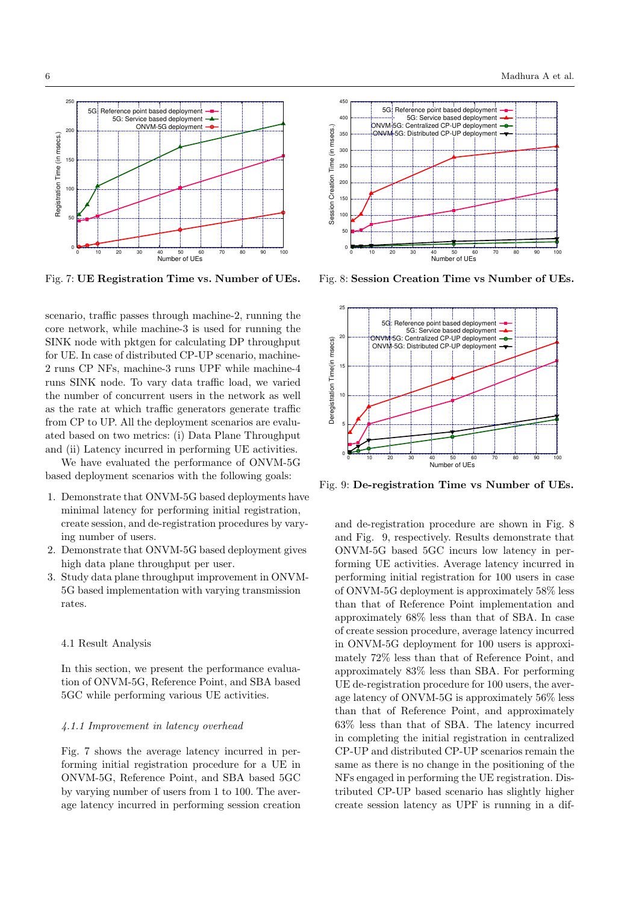Fig. 7: **UE Registration Time vs. Number of UEs.**

Fig. 8: **Session Creation Time vs Number of UEs.**

Fig. 9: **De-registration Time vs Number of UEs.**

scenario, traffic passes through machine-2, running the core network, while machine-3 is used for running the SINK node with pktgen for calculating DP throughput for UE. In case of distributed CP-UP scenario, machine-2 runs CP NFs, machine-3 runs UPF while machine-4 runs SINK node. To vary data traffic load, we varied the number of concurrent users in the network as well as the rate at which traffic generators generate traffic from CP to UP. All the deployment scenarios are evaluated based on two metrics: (i) Data Plane Throughput and (ii) Latency incurred in performing UE activities.

We have evaluated the performance of ONVM-5G based deployment scenarios with the following goals:

1. Demonstrate that ONVM-5G based deployments have minimal latency for performing initial registration, create session, and de-registration procedures by varying number of users.
2. Demonstrate that ONVM-5G based deployment gives high data plane throughput per user.
3. Study data plane throughput improvement in ONVM-5G based implementation with varying transmission rates.

## 4.1 Result Analysis

In this section, we present the performance evaluation of ONVM-5G, Reference Point, and SBA based 5GC while performing various UE activities.

### *4.1.1 Improvement in latency overhead*

Fig. 7 shows the average latency incurred in performing initial registration procedure for a UE in ONVM-5G, Reference Point, and SBA based 5GC by varying number of users from 1 to 100. The average latency incurred in performing session creation and de-registration procedure are shown in Fig. 8 and Fig. 9, respectively. Results demonstrate that ONVM-5G based 5GC incurs low latency in performing UE activities. Average latency incurred in performing initial registration for 100 users in case of ONVM-5G deployment is approximately 58% less than that of Reference Point implementation and approximately 68% less than that of SBA. In case of create session procedure, average latency incurred in ONVM-5G deployment for 100 users is approximately 72% less than that of Reference Point, and approximately 83% less than SBA. For performing UE de-registration procedure for 100 users, the average latency of ONVM-5G is approximately 56% less than that of Reference Point, and approximately 63% less than that of SBA. The latency incurred in completing the initial registration in centralized CP-UP and distributed CP-UP scenarios remain the same as there is no change in the positioning of the NFs engaged in performing the UE registration. Distributed CP-UP based scenario has slightly higher create session latency as UPF is running in a dif-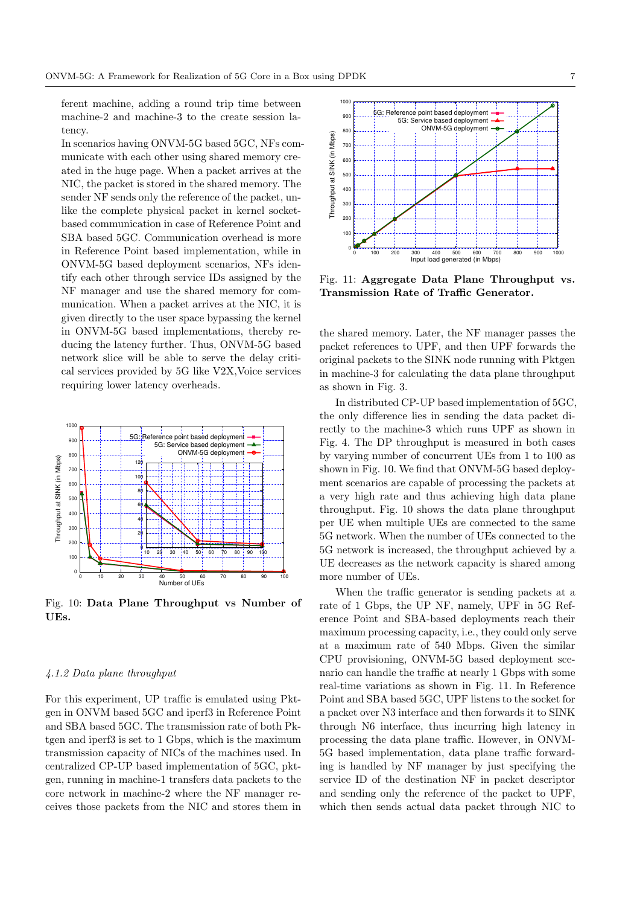ferent machine, adding a round trip time between machine-2 and machine-3 to the create session latency.

In scenarios having ONVM-5G based 5GC, NFs communicate with each other using shared memory created in the huge page. When a packet arrives at the NIC, the packet is stored in the shared memory. The sender NF sends only the reference of the packet, unlike the complete physical packet in kernel socket-based communication in case of Reference Point and SBA based 5GC. Communication overhead is more in Reference Point based implementation, while in ONVM-5G based deployment scenarios, NFs identify each other through service IDs assigned by the NF manager and use the shared memory for communication. When a packet arrives at the NIC, it is given directly to the user space bypassing the kernel in ONVM-5G based implementations, thereby reducing the latency further. Thus, ONVM-5G based network slice will be able to serve the delay critical services provided by 5G like V2X,Voice services requiring lower latency overheads.

Fig. 10: **Data Plane Throughput vs Number of UEs.**

#### 4.1.2 Data plane throughput

For this experiment, UP traffic is emulated using Pktgen in ONVM based 5GC and iperf3 in Reference Point and SBA based 5GC. The transmission rate of both Pktgen and iperf3 is set to 1 Gbps, which is the maximum transmission capacity of NICs of the machines used. In centralized CP-UP based implementation of 5GC, pktgen, running in machine-1 transfers data packets to the core network in machine-2 where the NF manager receives those packets from the NIC and stores them in the shared memory. Later, the NF manager passes the packet references to UPF, and then UPF forwards the original packets to the SINK node running with Pktgen in machine-3 for calculating the data plane throughput as shown in Fig. 3.

Fig. 11: **Aggregate Data Plane Throughput vs. Transmission Rate of Traffic Generator.**

In distributed CP-UP based implementation of 5GC, the only difference lies in sending the data packet directly to the machine-3 which runs UPF as shown in Fig. 4. The DP throughput is measured in both cases by varying number of concurrent UEs from 1 to 100 as shown in Fig. 10. We find that ONVM-5G based deployment scenarios are capable of processing the packets at a very high rate and thus achieving high data plane throughput. Fig. 10 shows the data plane throughput per UE when multiple UEs are connected to the same 5G network. When the number of UEs connected to the 5G network is increased, the throughput achieved by a UE decreases as the network capacity is shared among more number of UEs.

When the traffic generator is sending packets at a rate of 1 Gbps, the UP NF, namely, UPF in 5G Reference Point and SBA-based deployments reach their maximum processing capacity, i.e., they could only serve at a maximum rate of 540 Mbps. Given the similar CPU provisioning, ONVM-5G based deployment scenario can handle the traffic at nearly 1 Gbps with some real-time variations as shown in Fig. 11. In Reference Point and SBA based 5GC, UPF listens to the socket for a packet over N3 interface and then forwards it to SINK through N6 interface, thus incurring high latency in processing the data plane traffic. However, in ONVM-5G based implementation, data plane traffic forwarding is handled by NF manager by just specifying the service ID of the destination NF in packet descriptor and sending only the reference of the packet to UPF, which then sends actual data packet through NIC to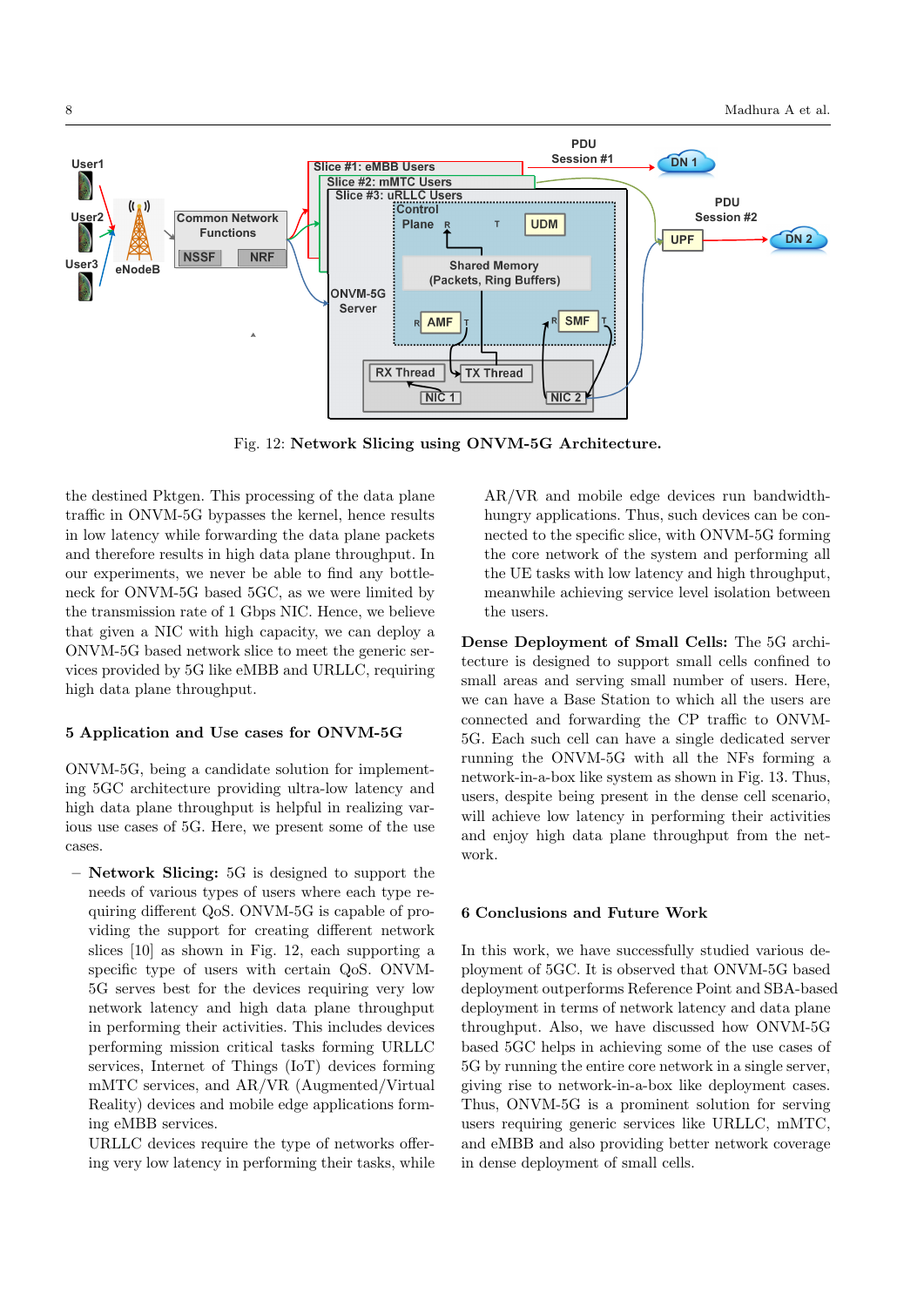Fig. 12: **Network Slicing using ONVM-5G Architecture.**

the destined Pktgen. This processing of the data plane traffic in ONVM-5G bypasses the kernel, hence results in low latency while forwarding the data plane packets and therefore results in high data plane throughput. In our experiments, we never be able to find any bottleneck for ONVM-5G based 5GC, as we were limited by the transmission rate of 1 Gbps NIC. Hence, we believe that given a NIC with high capacity, we can deploy a ONVM-5G based network slice to meet the generic services provided by 5G like eMBB and URLLC, requiring high data plane throughput.

## 5 Application and Use cases for ONVM-5G

ONVM-5G, being a candidate solution for implementing 5GC architecture providing ultra-low latency and high data plane throughput is helpful in realizing various use cases of 5G. Here, we present some of the use cases.

– **Network Slicing:** 5G is designed to support the needs of various types of users where each type requiring different QoS. ONVM-5G is capable of providing the support for creating different network slices [10] as shown in Fig. 12, each supporting a specific type of users with certain QoS. ONVM-5G serves best for the devices requiring very low network latency and high data plane throughput in performing their activities. This includes devices performing mission critical tasks forming URLLC services, Internet of Things (IoT) devices forming mMTC services, and AR/VR (Augmented/Virtual Reality) devices and mobile edge applications forming eMBB services.
URLLC devices require the type of networks offering very low latency in performing their tasks, while AR/VR and mobile edge devices run bandwidth-hungry applications. Thus, such devices can be connected to the specific slice, with ONVM-5G forming the core network of the system and performing all the UE tasks with low latency and high throughput, meanwhile achieving service level isolation between the users.

**Dense Deployment of Small Cells:** The 5G architecture is designed to support small cells confined to small areas and serving small number of users. Here, we can have a Base Station to which all the users are connected and forwarding the CP traffic to ONVM-5G. Each such cell can have a single dedicated server running the ONVM-5G with all the NFs forming a network-in-a-box like system as shown in Fig. 13. Thus, users, despite being present in the dense cell scenario, will achieve low latency in performing their activities and enjoy high data plane throughput from the network.

## 6 Conclusions and Future Work

In this work, we have successfully studied various deployment of 5GC. It is observed that ONVM-5G based deployment outperforms Reference Point and SBA-based deployment in terms of network latency and data plane throughput. Also, we have discussed how ONVM-5G based 5GC helps in achieving some of the use cases of 5G by running the entire core network in a single server, giving rise to network-in-a-box like deployment cases. Thus, ONVM-5G is a prominent solution for serving users requiring generic services like URLLC, mMTC, and eMBB and also providing better network coverage in dense deployment of small cells.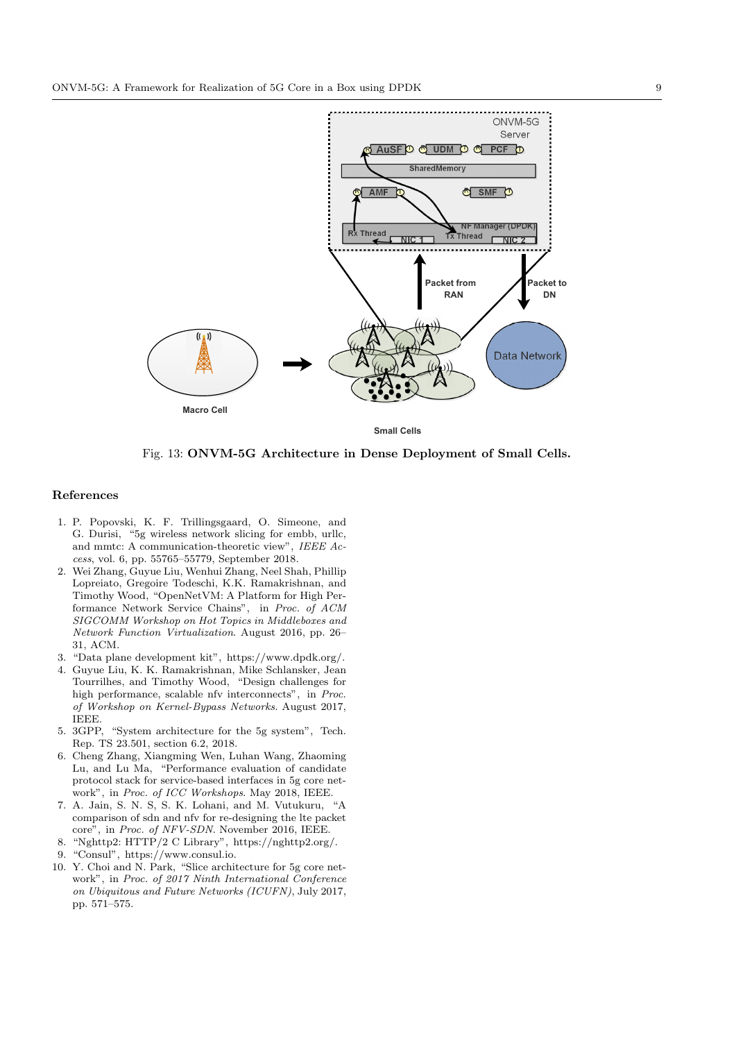ONVM-5G
Server

AuSF
UDM
PCF
SharedMemory
AMF
SMF
Rx Thread
NF Manager (DPDK)
Tx Thread
NIC 1
NIC 2

Packet from
RAN

Packet to
DN

Data Network

Macro Cell

Small Cells

Fig. 13: **ONVM-5G Architecture in Dense Deployment of Small Cells.**

## References

1. P. Popovski, K. F. Trillingsgaard, O. Simeone, and G. Durisi, "5g wireless network slicing for embb, urllc, and mmtc: A communication-theoretic view", *IEEE Access*, vol. 6, pp. 55765–55779, September 2018.
2. Wei Zhang, Guyue Liu, Wenhui Zhang, Neel Shah, Phillip Lopreiato, Gregoire Todeschi, K.K. Ramakrishnan, and Timothy Wood, "OpenNetVM: A Platform for High Performance Network Service Chains", in *Proc. of ACM SIGCOMM Workshop on Hot Topics in Middleboxes and Network Function Virtualization*. August 2016, pp. 26–31, ACM.
3. "Data plane development kit", https://www.dpdk.org/.
4. Guyue Liu, K. K. Ramakrishnan, Mike Schlansker, Jean Tourrilhes, and Timothy Wood, "Design challenges for high performance, scalable nfv interconnects", in *Proc. of Workshop on Kernel-Bypass Networks*. August 2017, IEEE.
5. 3GPP, "System architecture for the 5g system", Tech. Rep. TS 23.501, section 6.2, 2018.
6. Cheng Zhang, Xiangming Wen, Luhan Wang, Zhaoming Lu, and Lu Ma, "Performance evaluation of candidate protocol stack for service-based interfaces in 5g core network", in *Proc. of ICC Workshops*. May 2018, IEEE.
7. A. Jain, S. N. S, S. K. Lohani, and M. Vutukuru, "A comparison of sdn and nfv for re-designing the lte packet core", in *Proc. of NFV-SDN*. November 2016, IEEE.
8. "Nghttp2: HTTP/2 C Library", https://nghttp2.org/.
9. "Consul", https://www.consul.io.
10. Y. Choi and N. Park, "Slice architecture for 5g core network", in *Proc. of 2017 Ninth International Conference on Ubiquitous and Future Networks (ICUFN)*, July 2017, pp. 571–575.